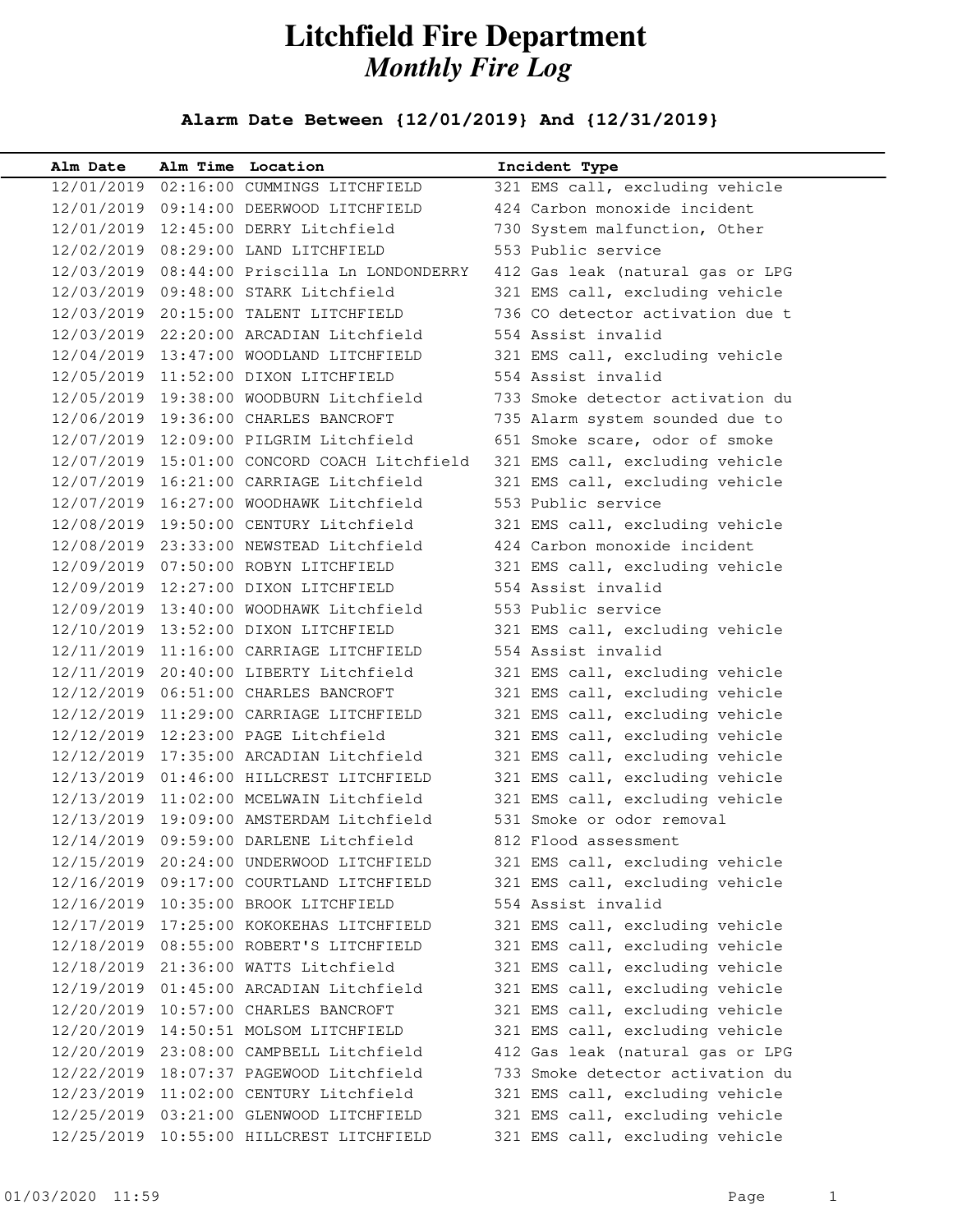# Litchfield Fire Department

## *Monthly Fire Log*

**Alarm Date Between {12/01/2019} And {12/31/2019}**

| Alm Date | Alm Time | Location | Incident Type |
|---|---|---|---|
| 12/01/2019 | 02:16:00 | CUMMINGS LITCHFIELD | 321 EMS call, excluding vehicle |
| 12/01/2019 | 09:14:00 | DEERWOOD LITCHFIELD | 424 Carbon monoxide incident |
| 12/01/2019 | 12:45:00 | DERRY Litchfield | 730 System malfunction, Other |
| 12/02/2019 | 08:29:00 | LAND LITCHFIELD | 553 Public service |
| 12/03/2019 | 08:44:00 | Priscilla Ln LONDONDERRY | 412 Gas leak (natural gas or LPG |
| 12/03/2019 | 09:48:00 | STARK Litchfield | 321 EMS call, excluding vehicle |
| 12/03/2019 | 20:15:00 | TALENT LITCHFIELD | 736 CO detector activation due t |
| 12/03/2019 | 22:20:00 | ARCADIAN Litchfield | 554 Assist invalid |
| 12/04/2019 | 13:47:00 | WOODLAND LITCHFIELD | 321 EMS call, excluding vehicle |
| 12/05/2019 | 11:52:00 | DIXON LITCHFIELD | 554 Assist invalid |
| 12/05/2019 | 19:38:00 | WOODBURN Litchfield | 733 Smoke detector activation du |
| 12/06/2019 | 19:36:00 | CHARLES BANCROFT | 735 Alarm system sounded due to |
| 12/07/2019 | 12:09:00 | PILGRIM Litchfield | 651 Smoke scare, odor of smoke |
| 12/07/2019 | 15:01:00 | CONCORD COACH Litchfield | 321 EMS call, excluding vehicle |
| 12/07/2019 | 16:21:00 | CARRIAGE Litchfield | 321 EMS call, excluding vehicle |
| 12/07/2019 | 16:27:00 | WOODHAWK Litchfield | 553 Public service |
| 12/08/2019 | 19:50:00 | CENTURY Litchfield | 321 EMS call, excluding vehicle |
| 12/08/2019 | 23:33:00 | NEWSTEAD Litchfield | 424 Carbon monoxide incident |
| 12/09/2019 | 07:50:00 | ROBYN LITCHFIELD | 321 EMS call, excluding vehicle |
| 12/09/2019 | 12:27:00 | DIXON LITCHFIELD | 554 Assist invalid |
| 12/09/2019 | 13:40:00 | WOODHAWK Litchfield | 553 Public service |
| 12/10/2019 | 13:52:00 | DIXON LITCHFIELD | 321 EMS call, excluding vehicle |
| 12/11/2019 | 11:16:00 | CARRIAGE LITCHFIELD | 554 Assist invalid |
| 12/11/2019 | 20:40:00 | LIBERTY Litchfield | 321 EMS call, excluding vehicle |
| 12/12/2019 | 06:51:00 | CHARLES BANCROFT | 321 EMS call, excluding vehicle |
| 12/12/2019 | 11:29:00 | CARRIAGE LITCHFIELD | 321 EMS call, excluding vehicle |
| 12/12/2019 | 12:23:00 | PAGE Litchfield | 321 EMS call, excluding vehicle |
| 12/12/2019 | 17:35:00 | ARCADIAN Litchfield | 321 EMS call, excluding vehicle |
| 12/13/2019 | 01:46:00 | HILLCREST LITCHFIELD | 321 EMS call, excluding vehicle |
| 12/13/2019 | 11:02:00 | MCELWAIN Litchfield | 321 EMS call, excluding vehicle |
| 12/13/2019 | 19:09:00 | AMSTERDAM Litchfield | 531 Smoke or odor removal |
| 12/14/2019 | 09:59:00 | DARLENE Litchfield | 812 Flood assessment |
| 12/15/2019 | 20:24:00 | UNDERWOOD LITCHFIELD | 321 EMS call, excluding vehicle |
| 12/16/2019 | 09:17:00 | COURTLAND LITCHFIELD | 321 EMS call, excluding vehicle |
| 12/16/2019 | 10:35:00 | BROOK LITCHFIELD | 554 Assist invalid |
| 12/17/2019 | 17:25:00 | KOKOKEHAS LITCHFIELD | 321 EMS call, excluding vehicle |
| 12/18/2019 | 08:55:00 | ROBERT'S LITCHFIELD | 321 EMS call, excluding vehicle |
| 12/18/2019 | 21:36:00 | WATTS Litchfield | 321 EMS call, excluding vehicle |
| 12/19/2019 | 01:45:00 | ARCADIAN Litchfield | 321 EMS call, excluding vehicle |
| 12/20/2019 | 10:57:00 | CHARLES BANCROFT | 321 EMS call, excluding vehicle |
| 12/20/2019 | 14:50:51 | MOLSOM LITCHFIELD | 321 EMS call, excluding vehicle |
| 12/20/2019 | 23:08:00 | CAMPBELL Litchfield | 412 Gas leak (natural gas or LPG |
| 12/22/2019 | 18:07:37 | PAGEWOOD Litchfield | 733 Smoke detector activation du |
| 12/23/2019 | 11:02:00 | CENTURY Litchfield | 321 EMS call, excluding vehicle |
| 12/25/2019 | 03:21:00 | GLENWOOD LITCHFIELD | 321 EMS call, excluding vehicle |
| 12/25/2019 | 10:55:00 | HILLCREST LITCHFIELD | 321 EMS call, excluding vehicle |

01/03/2020 11:59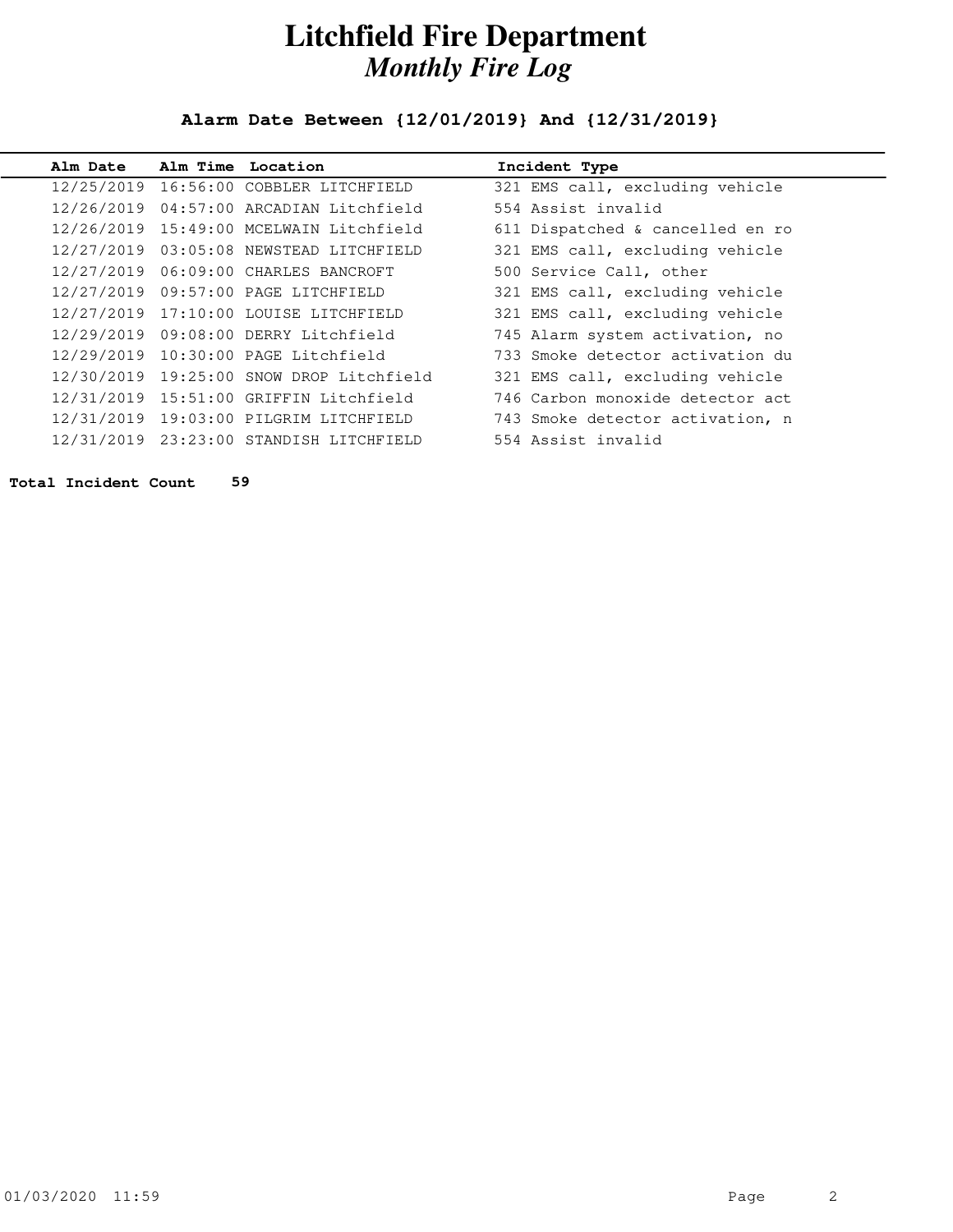# Litchfield Fire Department
## *Monthly Fire Log*

**Alarm Date Between {12/01/2019} And {12/31/2019}**

| Alm Date | Alm Time | Location | Incident Type |
|---|---|---|---|
| 12/25/2019 | 16:56:00 | COBBLER LITCHFIELD | 321 EMS call, excluding vehicle |
| 12/26/2019 | 04:57:00 | ARCADIAN Litchfield | 554 Assist invalid |
| 12/26/2019 | 15:49:00 | MCELWAIN Litchfield | 611 Dispatched & cancelled en ro |
| 12/27/2019 | 03:05:08 | NEWSTEAD LITCHFIELD | 321 EMS call, excluding vehicle |
| 12/27/2019 | 06:09:00 | CHARLES BANCROFT | 500 Service Call, other |
| 12/27/2019 | 09:57:00 | PAGE LITCHFIELD | 321 EMS call, excluding vehicle |
| 12/27/2019 | 17:10:00 | LOUISE LITCHFIELD | 321 EMS call, excluding vehicle |
| 12/29/2019 | 09:08:00 | DERRY Litchfield | 745 Alarm system activation, no |
| 12/29/2019 | 10:30:00 | PAGE Litchfield | 733 Smoke detector activation du |
| 12/30/2019 | 19:25:00 | SNOW DROP Litchfield | 321 EMS call, excluding vehicle |
| 12/31/2019 | 15:51:00 | GRIFFIN Litchfield | 746 Carbon monoxide detector act |
| 12/31/2019 | 19:03:00 | PILGRIM LITCHFIELD | 743 Smoke detector activation, n |
| 12/31/2019 | 23:23:00 | STANDISH LITCHFIELD | 554 Assist invalid |

**Total Incident Count 59**

01/03/2020 11:59